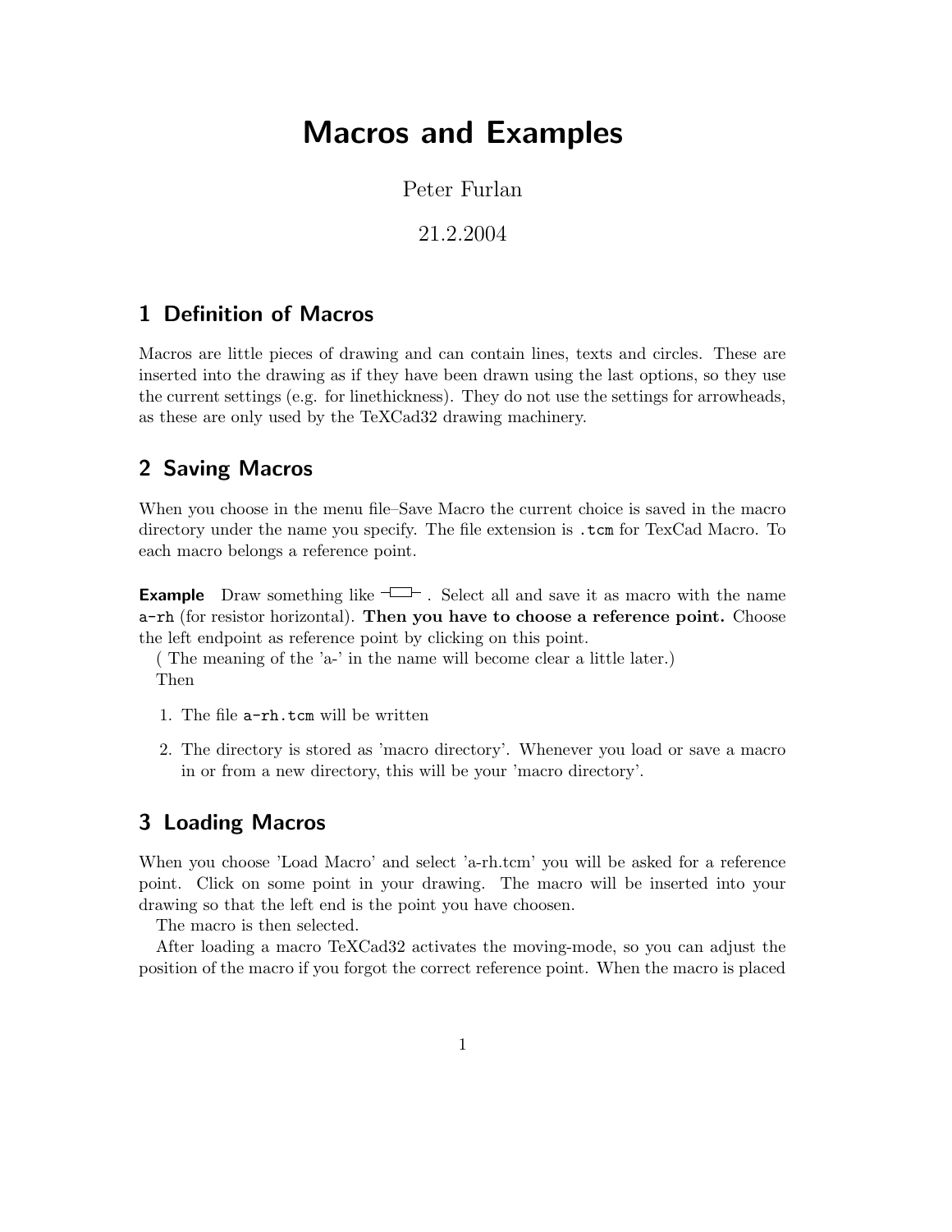# Macros and Examples

Peter Furlan

21.2.2004

## 1 Definition of Macros

Macros are little pieces of drawing and can contain lines, texts and circles. These are inserted into the drawing as if they have been drawn using the last options, so they use the current settings (e.g. for linethickness). They do not use the settings for arrowheads, as these are only used by the TeXCad32 drawing machinery.

## 2 Saving Macros

When you choose in the menu file–Save Macro the current choice is saved in the macro directory under the name you specify. The file extension is `.tcm` for TexCad Macro. To each macro belongs a reference point.

**Example** Draw something like —▭— . Select all and save it as macro with the name `a-rh` (for resistor horizontal). **Then you have to choose a reference point.** Choose the left endpoint as reference point by clicking on this point.

( The meaning of the 'a-' in the name will become clear a little later.)

Then

1. The file `a-rh.tcm` will be written
2. The directory is stored as 'macro directory'. Whenever you load or save a macro in or from a new directory, this will be your 'macro directory'.

## 3 Loading Macros

When you choose 'Load Macro' and select 'a-rh.tcm' you will be asked for a reference point. Click on some point in your drawing. The macro will be inserted into your drawing so that the left end is the point you have choosen.

The macro is then selected.

After loading a macro TeXCad32 activates the moving-mode, so you can adjust the position of the macro if you forgot the correct reference point. When the macro is placed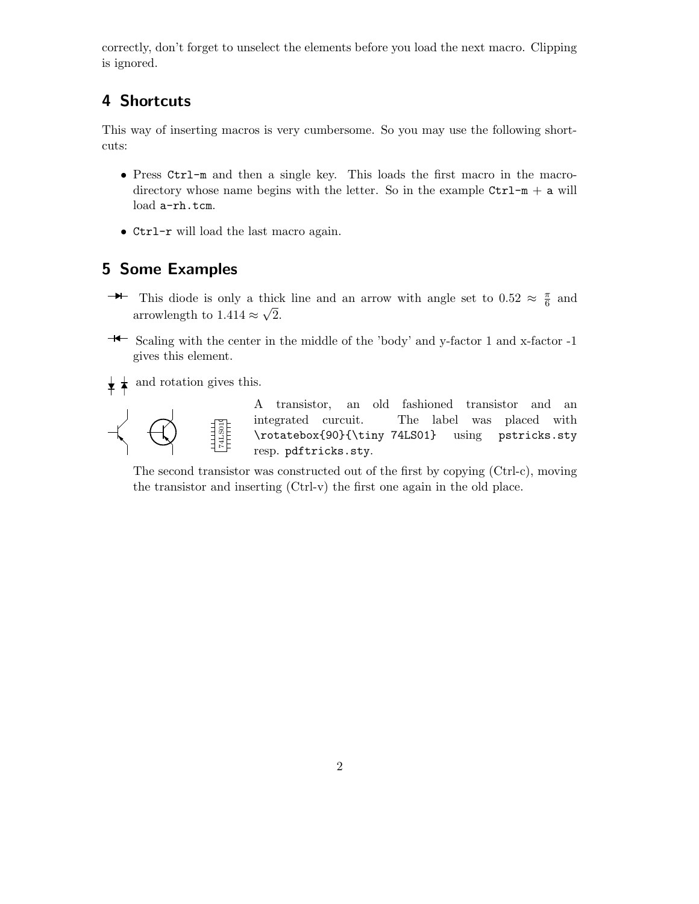correctly, don't forget to unselect the elements before you load the next macro. Clipping is ignored.

## 4 Shortcuts

This way of inserting macros is very cumbersome. So you may use the following shortcuts:

- Press `Ctrl-m` and then a single key. This loads the first macro in the macro-directory whose name begins with the letter. So in the example `Ctrl-m` + `a` will load `a-rh.tcm`.
- `Ctrl-r` will load the last macro again.

## 5 Some Examples

This diode is only a thick line and an arrow with angle set to $0.52 \approx \frac{\pi}{6}$ and arrowlength to $1.414 \approx \sqrt{2}$.

Scaling with the center in the middle of the 'body' and y-factor 1 and x-factor -1 gives this element.

and rotation gives this.

A transistor, an old fashioned transistor and an integrated curcuit. The label was placed with `\rotatebox{90}{\tiny 74LS01}` using `pstricks.sty` resp. `pdftricks.sty`.

The second transistor was constructed out of the first by copying (Ctrl-c), moving the transistor and inserting (Ctrl-v) the first one again in the old place.